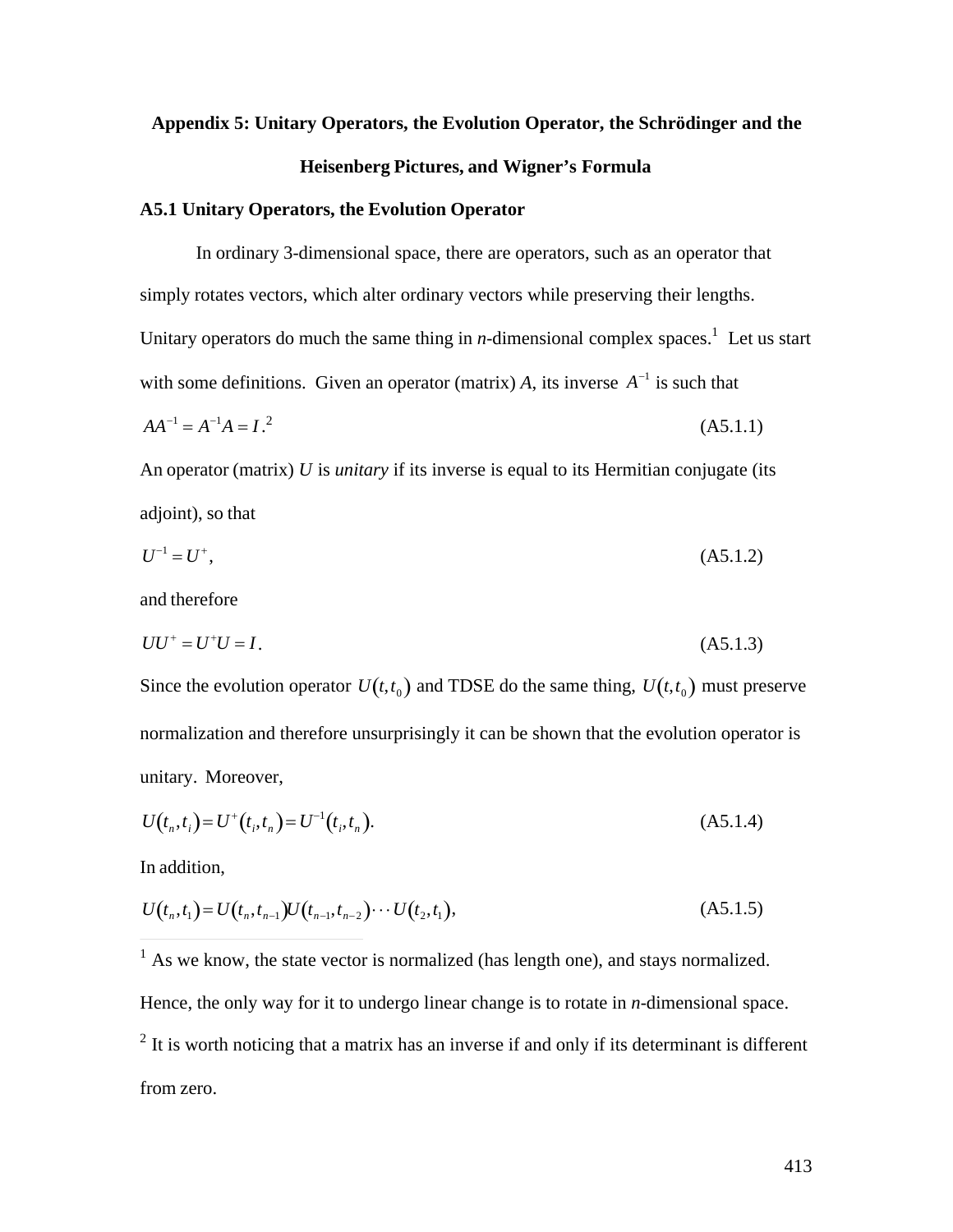# Appendix 5: Unitary Operators, the Evolution Operator, the Schrödinger and the Heisenberg Pictures, and Wigner's Formula

## A5.1 Unitary Operators, the Evolution Operator

In ordinary 3-dimensional space, there are operators, such as an operator that simply rotates vectors, which alter ordinary vectors while preserving their lengths. Unitary operators do much the same thing in *n*-dimensional complex spaces.[1] Let us start with some definitions. Given an operator (matrix) *A*, its inverse $A^{-1}$ is such that

$$AA^{-1} = A^{-1}A = I.^{2} \tag{A5.1.1}$$

An operator (matrix) *U* is *unitary* if its inverse is equal to its Hermitian conjugate (its adjoint), so that

$$U^{-1} = U^{+}, \tag{A5.1.2}$$

and therefore

$$UU^{+} = U^{+}U = I. \tag{A5.1.3}$$

Since the evolution operator $U(t,t_0)$ and TDSE do the same thing, $U(t,t_0)$ must preserve normalization and therefore unsurprisingly it can be shown that the evolution operator is unitary. Moreover,

$$U(t_n,t_i) = U^{+}(t_i,t_n) = U^{-1}(t_i,t_n). \tag{A5.1.4}$$

In addition,

$$U(t_n,t_1) = U(t_n,t_{n-1})U(t_{n-1},t_{n-2})\cdots U(t_2,t_1), \tag{A5.1.5}$$

---

[1] As we know, the state vector is normalized (has length one), and stays normalized. Hence, the only way for it to undergo linear change is to rotate in *n*-dimensional space.

[2] It is worth noticing that a matrix has an inverse if and only if its determinant is different from zero.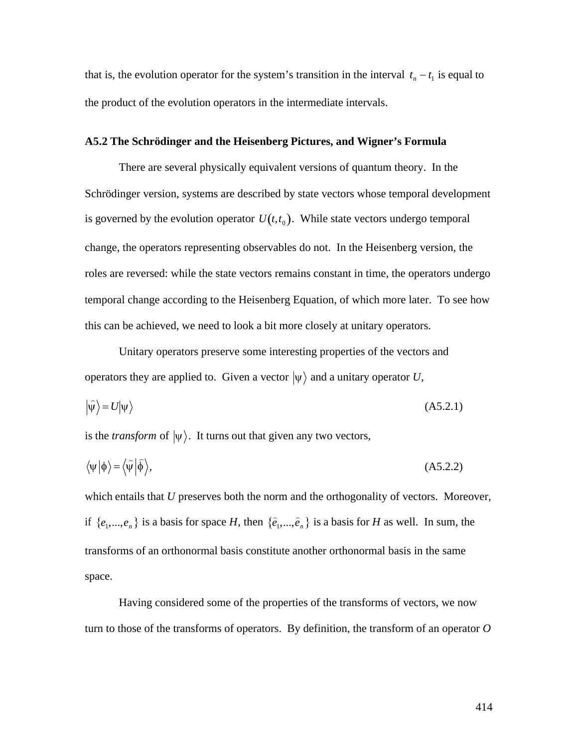that is, the evolution operator for the system's transition in the interval $t_n - t_1$ is equal to the product of the evolution operators in the intermediate intervals.

### A5.2 The Schrödinger and the Heisenberg Pictures, and Wigner's Formula

There are several physically equivalent versions of quantum theory. In the Schrödinger version, systems are described by state vectors whose temporal development is governed by the evolution operator $U(t,t_0)$. While state vectors undergo temporal change, the operators representing observables do not. In the Heisenberg version, the roles are reversed: while the state vectors remains constant in time, the operators undergo temporal change according to the Heisenberg Equation, of which more later. To see how this can be achieved, we need to look a bit more closely at unitary operators.

Unitary operators preserve some interesting properties of the vectors and operators they are applied to. Given a vector $|\psi\rangle$ and a unitary operator *U*,

$$|\widehat{\psi}\rangle = U|\psi\rangle \tag{A5.2.1}$$

is the *transform* of $|\psi\rangle$. It turns out that given any two vectors,

$$\langle\psi|\phi\rangle = \langle\widehat{\psi}|\widehat{\phi}\rangle, \tag{A5.2.2}$$

which entails that *U* preserves both the norm and the orthogonality of vectors. Moreover, if $\{e_1,...,e_n\}$ is a basis for space *H*, then $\{\widehat{e}_1,...,\widehat{e}_n\}$ is a basis for *H* as well. In sum, the transforms of an orthonormal basis constitute another orthonormal basis in the same space.

Having considered some of the properties of the transforms of vectors, we now turn to those of the transforms of operators. By definition, the transform of an operator *O*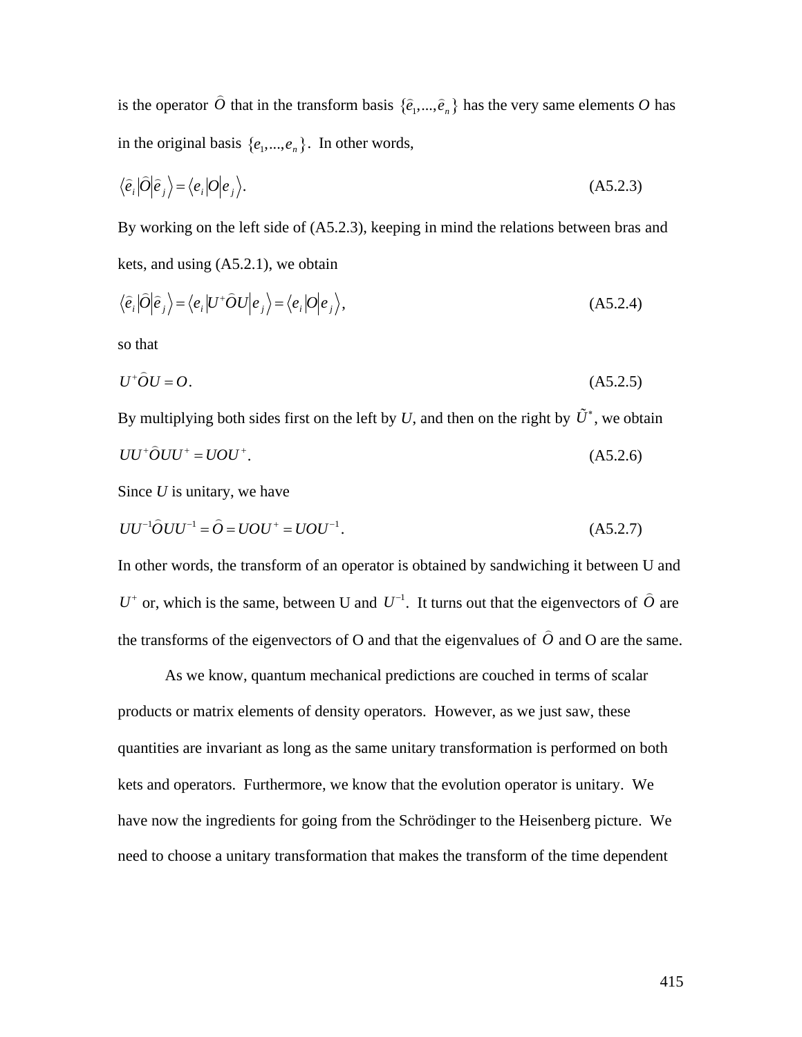is the operator $\widehat{O}$ that in the transform basis $\{\widehat{e}_1,...,\widehat{e}_n\}$ has the very same elements $O$ has in the original basis $\{e_1,...,e_n\}$. In other words,

$$\left\langle \widehat{e}_i \middle| \widehat{O} \middle| \widehat{e}_j \right\rangle = \left\langle e_i \middle| O \middle| e_j \right\rangle. \tag{A5.2.3}$$

By working on the left side of (A5.2.3), keeping in mind the relations between bras and kets, and using (A5.2.1), we obtain

$$\left\langle \widehat{e}_i \middle| \widehat{O} \middle| \widehat{e}_j \right\rangle = \left\langle e_i \middle| U^{+}\widehat{O}U \middle| e_j \right\rangle = \left\langle e_i \middle| O \middle| e_j \right\rangle, \tag{A5.2.4}$$

so that

$$U^{+}\widehat{O}U = O. \tag{A5.2.5}$$

By multiplying both sides first on the left by $U$, and then on the right by $\tilde{U}^{*}$, we obtain

$$UU^{+}\widehat{O}UU^{+} = UOU^{+}. \tag{A5.2.6}$$

Since $U$ is unitary, we have

$$UU^{-1}\widehat{O}UU^{-1} = \widehat{O} = UOU^{+} = UOU^{-1}. \tag{A5.2.7}$$

In other words, the transform of an operator is obtained by sandwiching it between U and $U^{+}$ or, which is the same, between U and $U^{-1}$. It turns out that the eigenvectors of $\widehat{O}$ are the transforms of the eigenvectors of O and that the eigenvalues of $\widehat{O}$ and O are the same.

As we know, quantum mechanical predictions are couched in terms of scalar products or matrix elements of density operators. However, as we just saw, these quantities are invariant as long as the same unitary transformation is performed on both kets and operators. Furthermore, we know that the evolution operator is unitary. We have now the ingredients for going from the Schrödinger to the Heisenberg picture. We need to choose a unitary transformation that makes the transform of the time dependent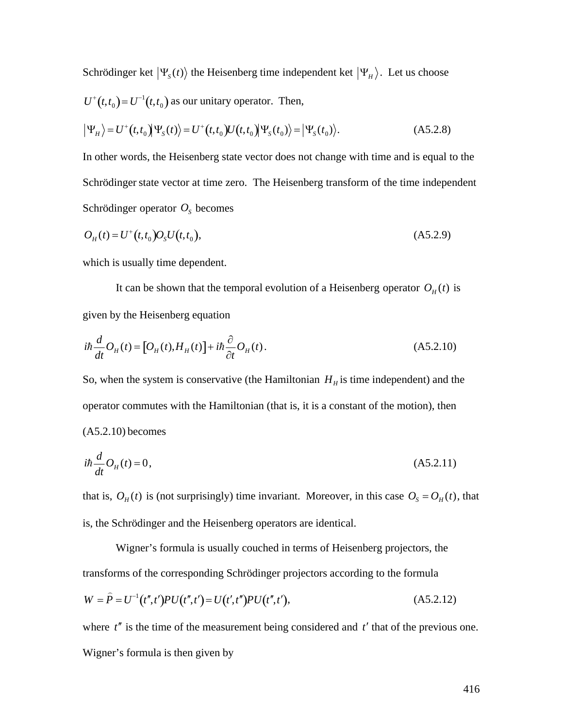Schrödinger ket $|\Psi_S(t)\rangle$ the Heisenberg time independent ket $|\Psi_H\rangle$. Let us choose $U^+(t,t_0) = U^{-1}(t,t_0)$ as our unitary operator. Then,

$$|\Psi_H\rangle = U^+(t,t_0)|\Psi_S(t)\rangle = U^+(t,t_0)U(t,t_0)|\Psi_S(t_0)\rangle = |\Psi_S(t_0)\rangle. \tag{A5.2.8}$$

In other words, the Heisenberg state vector does not change with time and is equal to the Schrödinger state vector at time zero. The Heisenberg transform of the time independent Schrödinger operator $O_S$ becomes

$$O_H(t) = U^+(t,t_0)O_S U(t,t_0), \tag{A5.2.9}$$

which is usually time dependent.

It can be shown that the temporal evolution of a Heisenberg operator $O_H(t)$ is given by the Heisenberg equation

$$i\hbar \frac{d}{dt} O_H(t) = [O_H(t), H_H(t)] + i\hbar \frac{\partial}{\partial t} O_H(t). \tag{A5.2.10}$$

So, when the system is conservative (the Hamiltonian $H_H$ is time independent) and the operator commutes with the Hamiltonian (that is, it is a constant of the motion), then (A5.2.10) becomes

$$i\hbar \frac{d}{dt} O_H(t) = 0, \tag{A5.2.11}$$

that is, $O_H(t)$ is (not surprisingly) time invariant. Moreover, in this case $O_S = O_H(t)$, that is, the Schrödinger and the Heisenberg operators are identical.

Wigner's formula is usually couched in terms of Heisenberg projectors, the transforms of the corresponding Schrödinger projectors according to the formula

$$W = \widehat{P} = U^{-1}(t'',t')PU(t'',t') = U(t',t'')PU(t'',t'), \tag{A5.2.12}$$

where $t''$ is the time of the measurement being considered and $t'$ that of the previous one. Wigner's formula is then given by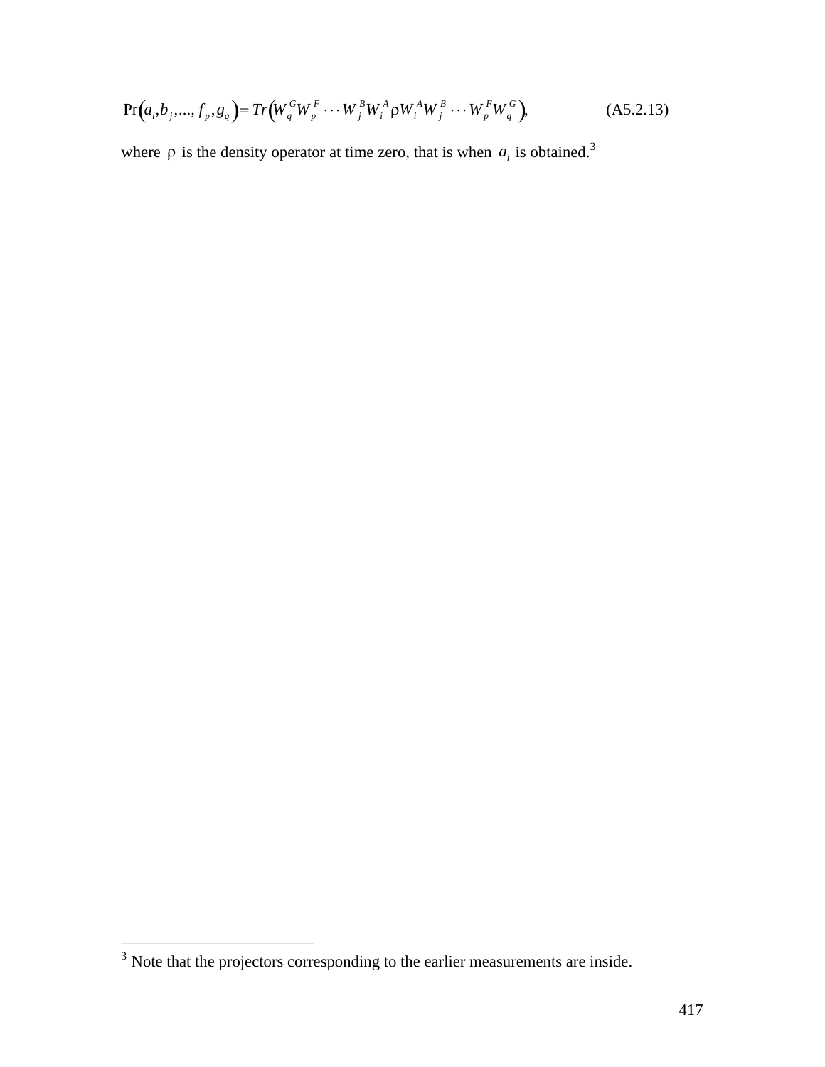$$\Pr(a_i, b_j, ..., f_p, g_q) = Tr(W_q^G W_p^F \cdots W_j^B W_i^A \rho W_i^A W_j^B \cdots W_p^F W_q^G), \tag{A5.2.13}$$

where $\rho$ is the density operator at time zero, that is when $a_i$ is obtained.[3]

---

[3] Note that the projectors corresponding to the earlier measurements are inside.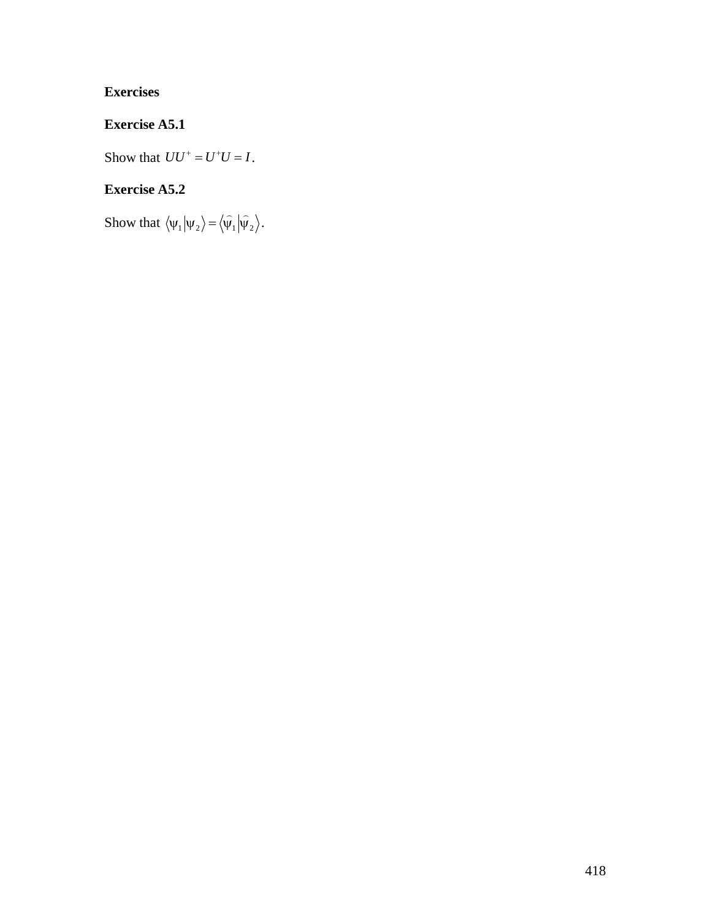**Exercises**

**Exercise A5.1**

Show that $UU^{+} = U^{+}U = I$.

**Exercise A5.2**

Show that $\langle \psi_1 | \psi_2 \rangle = \langle \widehat{\psi}_1 | \widehat{\psi}_2 \rangle$.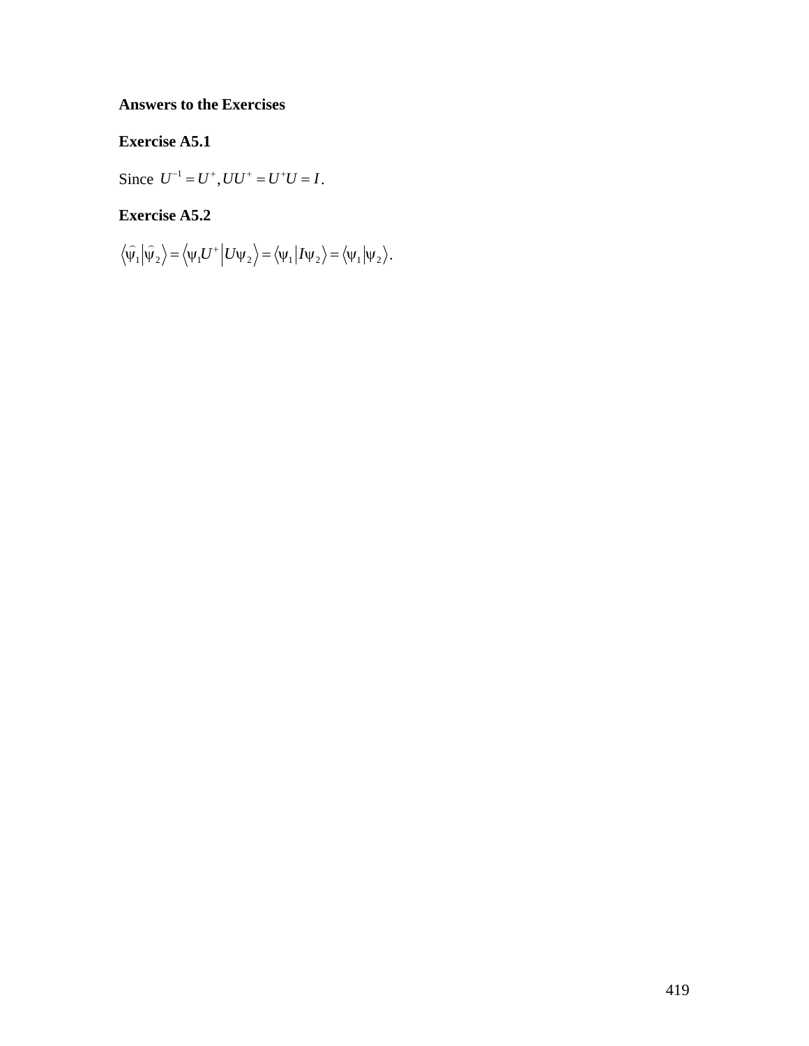## Answers to the Exercises

### Exercise A5.1

Since $U^{-1} = U^{+}, UU^{+} = U^{+}U = I$.

### Exercise A5.2

$\langle \widehat{\psi}_1 | \widehat{\psi}_2 \rangle = \langle \psi_1 U^{+} | U\psi_2 \rangle = \langle \psi_1 | I\psi_2 \rangle = \langle \psi_1 | \psi_2 \rangle$.